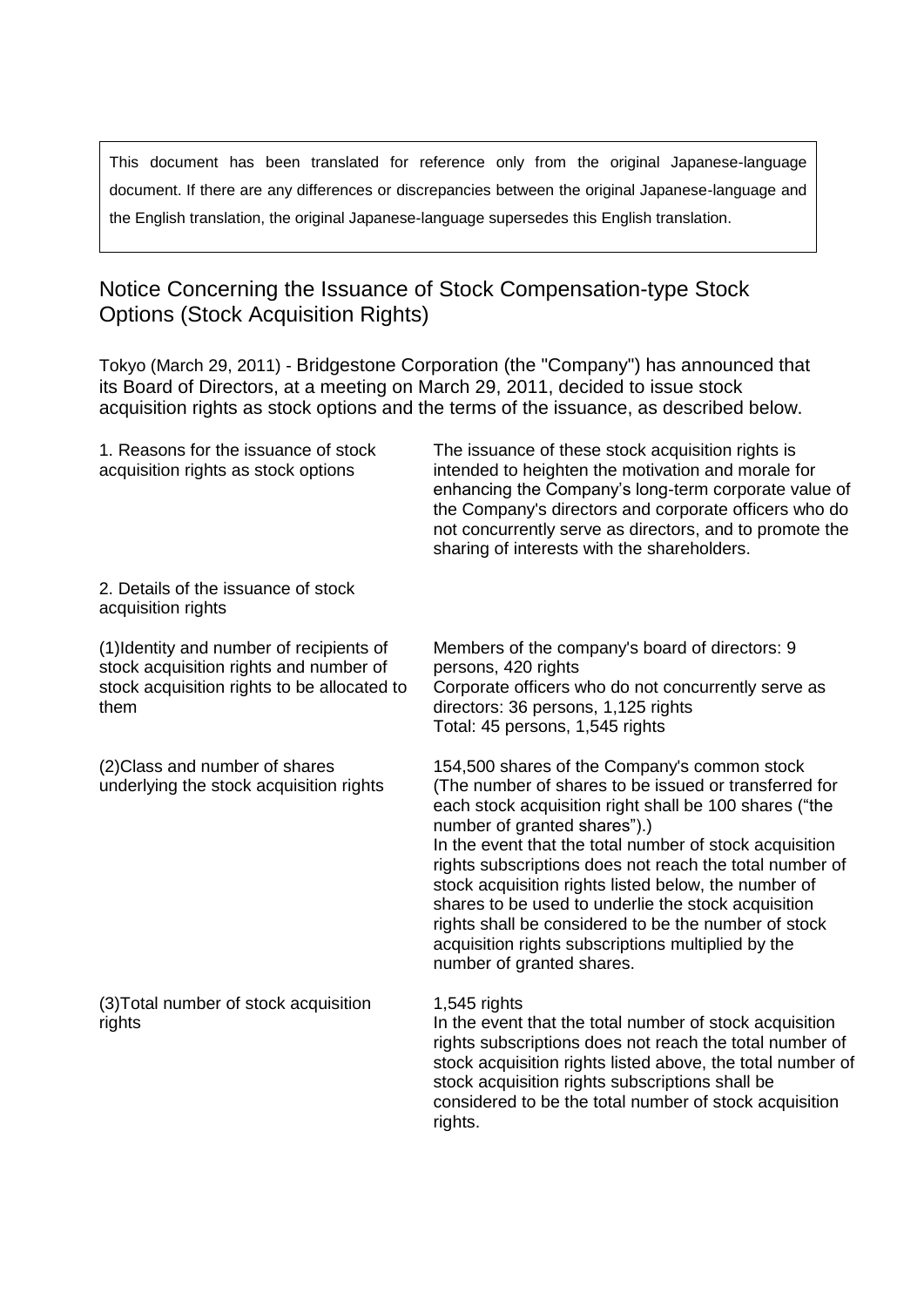This document has been translated for reference only from the original Japanese-language document. If there are any differences or discrepancies between the original Japanese-language and the English translation, the original Japanese-language supersedes this English translation.

# Notice Concerning the Issuance of Stock Compensation-type Stock Options (Stock Acquisition Rights)

Tokyo (March 29, 2011) - Bridgestone Corporation (the "Company") has announced that its Board of Directors, at a meeting on March 29, 2011, decided to issue stock acquisition rights as stock options and the terms of the issuance, as described below.

| | |
|---|---|
| 1. Reasons for the issuance of stock acquisition rights as stock options | The issuance of these stock acquisition rights is intended to heighten the motivation and morale for enhancing the Company's long-term corporate value of the Company's directors and corporate officers who do not concurrently serve as directors, and to promote the sharing of interests with the shareholders. |
| 2. Details of the issuance of stock acquisition rights | |
| (1)Identity and number of recipients of stock acquisition rights and number of stock acquisition rights to be allocated to them | Members of the company's board of directors: 9 persons, 420 rights<br>Corporate officers who do not concurrently serve as directors: 36 persons, 1,125 rights<br>Total: 45 persons, 1,545 rights |
| (2)Class and number of shares underlying the stock acquisition rights | 154,500 shares of the Company's common stock (The number of shares to be issued or transferred for each stock acquisition right shall be 100 shares ("the number of granted shares").)<br>In the event that the total number of stock acquisition rights subscriptions does not reach the total number of stock acquisition rights listed below, the number of shares to be used to underlie the stock acquisition rights shall be considered to be the number of stock acquisition rights subscriptions multiplied by the number of granted shares. |
| (3)Total number of stock acquisition rights | 1,545 rights<br>In the event that the total number of stock acquisition rights subscriptions does not reach the total number of stock acquisition rights listed above, the total number of stock acquisition rights subscriptions shall be considered to be the total number of stock acquisition rights. |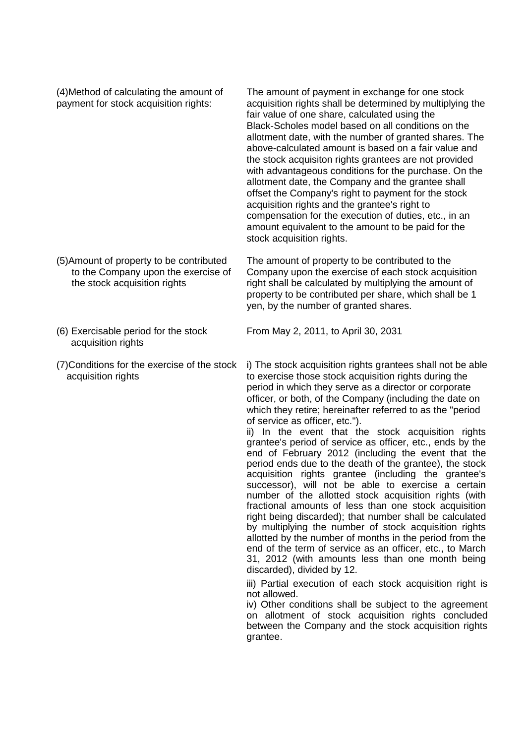| | |
|---|---|
| (4)Method of calculating the amount of payment for stock acquisition rights: | The amount of payment in exchange for one stock acquisition rights shall be determined by multiplying the fair value of one share, calculated using the Black-Scholes model based on all conditions on the allotment date, with the number of granted shares. The above-calculated amount is based on a fair value and the stock acquisiton rights grantees are not provided with advantageous conditions for the purchase. On the allotment date, the Company and the grantee shall offset the Company's right to payment for the stock acquisition rights and the grantee's right to compensation for the execution of duties, etc., in an amount equivalent to the amount to be paid for the stock acquisition rights. |
| (5)Amount of property to be contributed to the Company upon the exercise of the stock acquisition rights | The amount of property to be contributed to the Company upon the exercise of each stock acquisition right shall be calculated by multiplying the amount of property to be contributed per share, which shall be 1 yen, by the number of granted shares. |
| (6) Exercisable period for the stock acquisition rights | From May 2, 2011, to April 30, 2031 |
| (7)Conditions for the exercise of the stock acquisition rights | i) The stock acquisition rights grantees shall not be able to exercise those stock acquisition rights during the period in which they serve as a director or corporate officer, or both, of the Company (including the date on which they retire; hereinafter referred to as the "period of service as officer, etc.").<br>ii) In the event that the stock acquisition rights grantee's period of service as officer, etc., ends by the end of February 2012 (including the event that the period ends due to the death of the grantee), the stock acquisition rights grantee (including the grantee's successor), will not be able to exercise a certain number of the allotted stock acquisition rights (with fractional amounts of less than one stock acquisition right being discarded); that number shall be calculated by multiplying the number of stock acquisition rights allotted by the number of months in the period from the end of the term of service as an officer, etc., to March 31, 2012 (with amounts less than one month being discarded), divided by 12.<br>iii) Partial execution of each stock acquisition right is not allowed.<br>iv) Other conditions shall be subject to the agreement on allotment of stock acquisition rights concluded between the Company and the stock acquisition rights grantee. |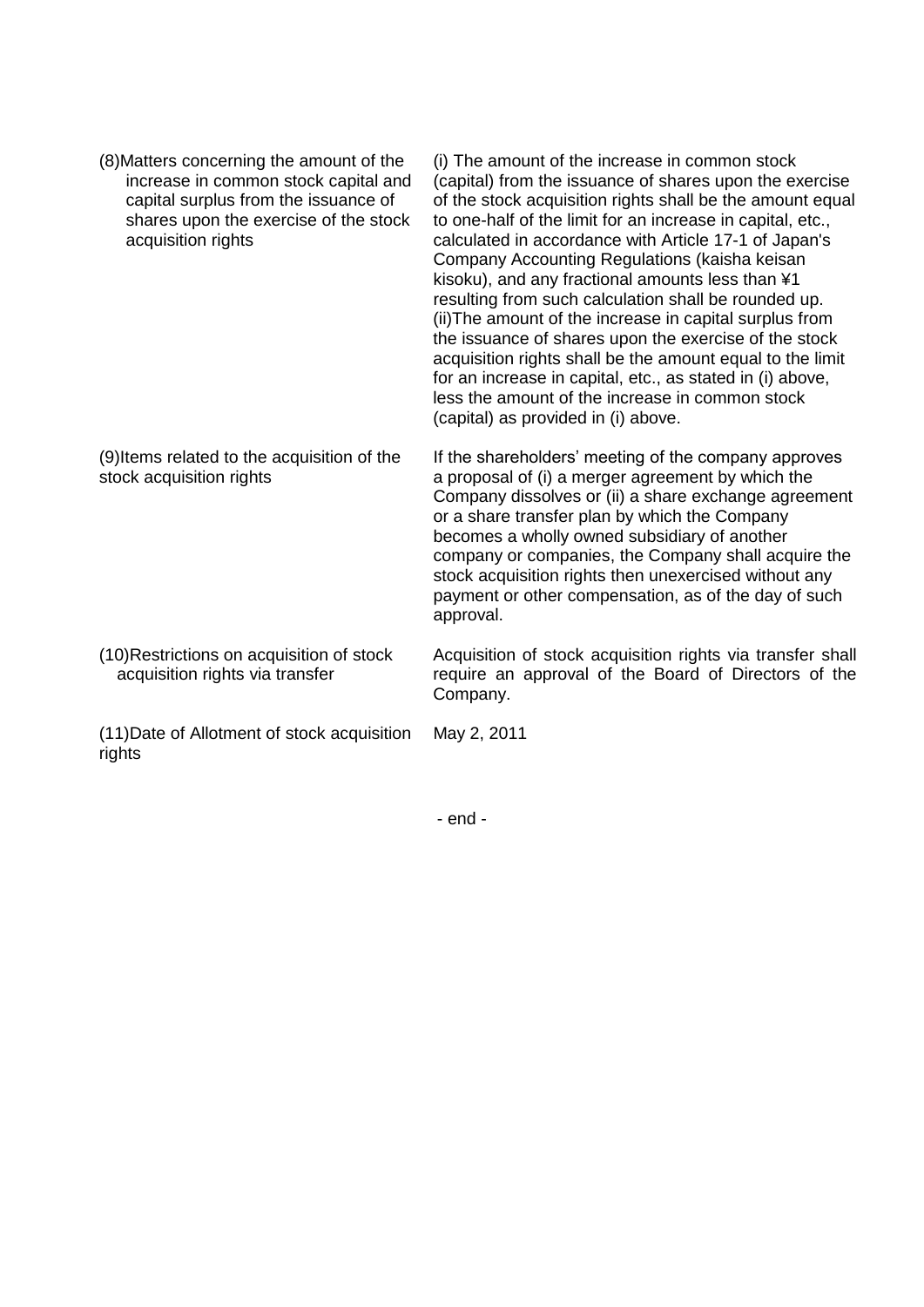| | |
|---|---|
| (8)Matters concerning the amount of the increase in common stock capital and capital surplus from the issuance of shares upon the exercise of the stock acquisition rights | (i) The amount of the increase in common stock (capital) from the issuance of shares upon the exercise of the stock acquisition rights shall be the amount equal to one-half of the limit for an increase in capital, etc., calculated in accordance with Article 17-1 of Japan's Company Accounting Regulations (kaisha keisan kisoku), and any fractional amounts less than ¥1 resulting from such calculation shall be rounded up.<br>(ii)The amount of the increase in capital surplus from the issuance of shares upon the exercise of the stock acquisition rights shall be the amount equal to the limit for an increase in capital, etc., as stated in (i) above, less the amount of the increase in common stock (capital) as provided in (i) above. |
| (9)Items related to the acquisition of the stock acquisition rights | If the shareholders' meeting of the company approves a proposal of (i) a merger agreement by which the Company dissolves or (ii) a share exchange agreement or a share transfer plan by which the Company becomes a wholly owned subsidiary of another company or companies, the Company shall acquire the stock acquisition rights then unexercised without any payment or other compensation, as of the day of such approval. |
| (10)Restrictions on acquisition of stock acquisition rights via transfer | Acquisition of stock acquisition rights via transfer shall require an approval of the Board of Directors of the Company. |
| (11)Date of Allotment of stock acquisition rights | May 2, 2011 |

- end -